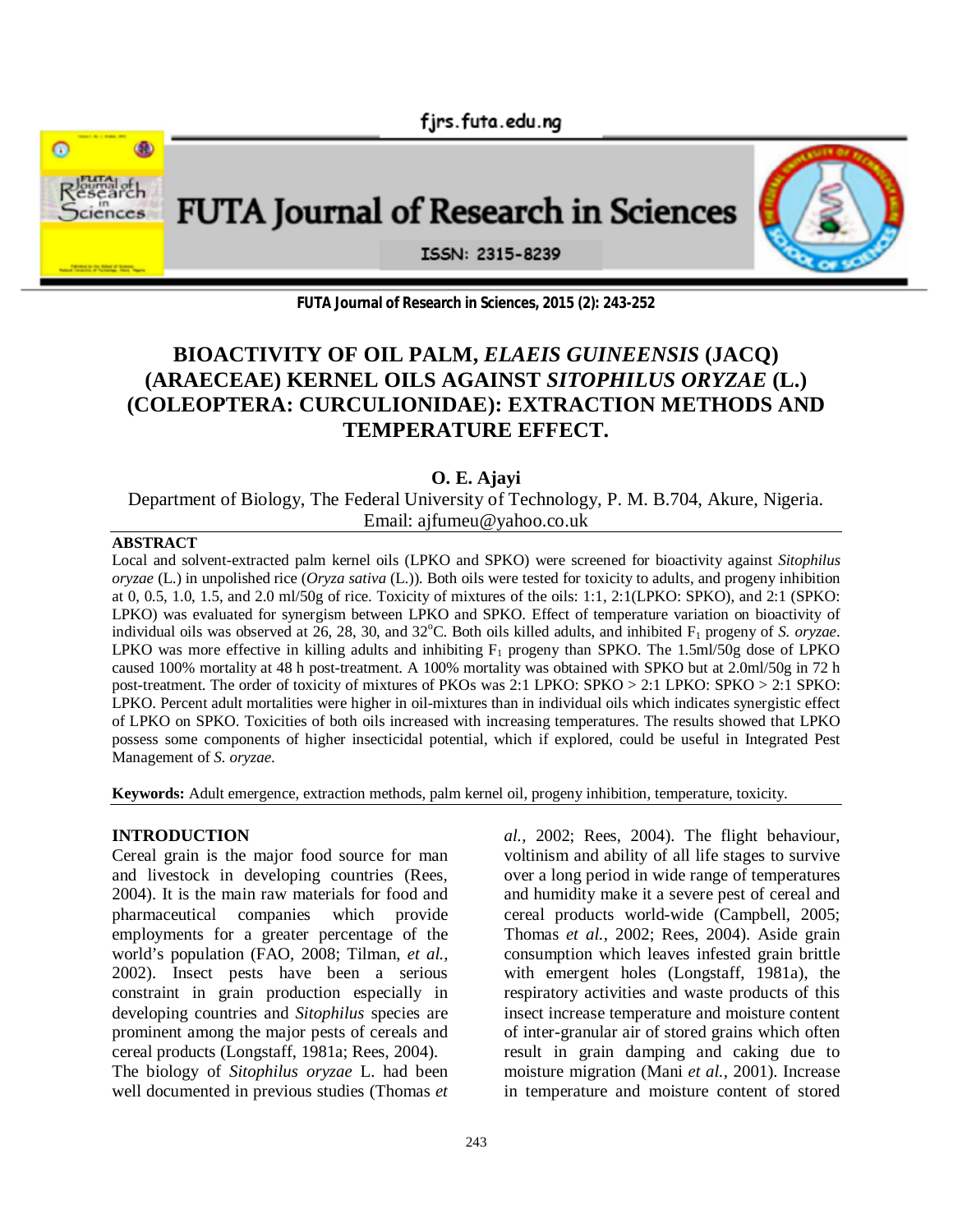# BIOACTIVITY OF OIL PALM, *ELAEIS GUINEENSIS* (JACQ) (ARAECEAE) KERNEL OILS AGAINST *SITOPHILUS ORYZAE* (L.) (COLEOPTERA: CURCULIONIDAE): EXTRACTION METHODS AND TEMPERATURE EFFECT.

**O. E. Ajayi**

Department of Biology, The Federal University of Technology, P. M. B.704, Akure, Nigeria.
Email: ajfumeu@yahoo.co.uk

**ABSTRACT**

Local and solvent-extracted palm kernel oils (LPKO and SPKO) were screened for bioactivity against *Sitophilus oryzae* (L.) in unpolished rice (*Oryza sativa* (L.)). Both oils were tested for toxicity to adults, and progeny inhibition at 0, 0.5, 1.0, 1.5, and 2.0 ml/50g of rice. Toxicity of mixtures of the oils: 1:1, 2:1(LPKO: SPKO), and 2:1 (SPKO: LPKO) was evaluated for synergism between LPKO and SPKO. Effect of temperature variation on bioactivity of individual oils was observed at 26, 28, 30, and 32°C. Both oils killed adults, and inhibited $F_1$ progeny of *S. oryzae*. LPKO was more effective in killing adults and inhibiting $F_1$ progeny than SPKO. The 1.5ml/50g dose of LPKO caused 100% mortality at 48 h post-treatment. A 100% mortality was obtained with SPKO but at 2.0ml/50g in 72 h post-treatment. The order of toxicity of mixtures of PKOs was 2:1 LPKO: SPKO > 2:1 LPKO: SPKO > 2:1 SPKO: LPKO. Percent adult mortalities were higher in oil-mixtures than in individual oils which indicates synergistic effect of LPKO on SPKO. Toxicities of both oils increased with increasing temperatures. The results showed that LPKO possess some components of higher insecticidal potential, which if explored, could be useful in Integrated Pest Management of *S. oryzae*.

**Keywords:** Adult emergence, extraction methods, palm kernel oil, progeny inhibition, temperature, toxicity.

## INTRODUCTION

Cereal grain is the major food source for man and livestock in developing countries (Rees, 2004). It is the main raw materials for food and pharmaceutical companies which provide employments for a greater percentage of the world's population (FAO, 2008; Tilman, *et al.,* 2002). Insect pests have been a serious constraint in grain production especially in developing countries and *Sitophilus* species are prominent among the major pests of cereals and cereal products (Longstaff, 1981a; Rees, 2004).

The biology of *Sitophilus oryzae* L. had been well documented in previous studies (Thomas *et al.,* 2002; Rees, 2004). The flight behaviour, voltinism and ability of all life stages to survive over a long period in wide range of temperatures and humidity make it a severe pest of cereal and cereal products world-wide (Campbell, 2005; Thomas *et al.,* 2002; Rees, 2004). Aside grain consumption which leaves infested grain brittle with emergent holes (Longstaff, 1981a), the respiratory activities and waste products of this insect increase temperature and moisture content of inter-granular air of stored grains which often result in grain damping and caking due to moisture migration (Mani *et al.,* 2001). Increase in temperature and moisture content of stored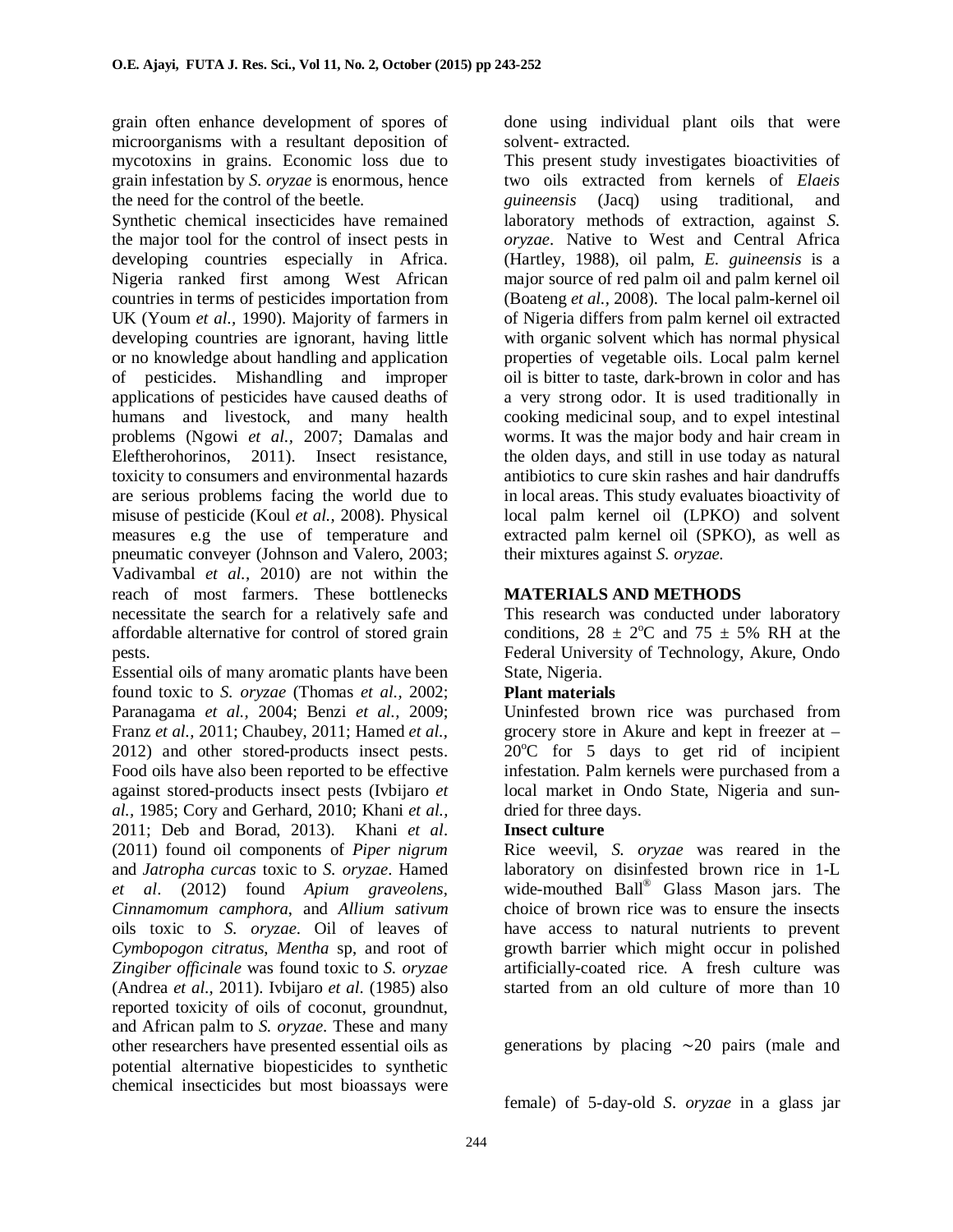grain often enhance development of spores of microorganisms with a resultant deposition of mycotoxins in grains. Economic loss due to grain infestation by *S. oryzae* is enormous, hence the need for the control of the beetle.

Synthetic chemical insecticides have remained the major tool for the control of insect pests in developing countries especially in Africa. Nigeria ranked first among West African countries in terms of pesticides importation from UK (Youm *et al.*, 1990). Majority of farmers in developing countries are ignorant, having little or no knowledge about handling and application of pesticides. Mishandling and improper applications of pesticides have caused deaths of humans and livestock, and many health problems (Ngowi *et al.,* 2007; Damalas and Eleftherohorinos, 2011). Insect resistance, toxicity to consumers and environmental hazards are serious problems facing the world due to misuse of pesticide (Koul *et al.*, 2008). Physical measures e.g the use of temperature and pneumatic conveyer (Johnson and Valero, 2003; Vadivambal *et al.,* 2010) are not within the reach of most farmers. These bottlenecks necessitate the search for a relatively safe and affordable alternative for control of stored grain pests.

Essential oils of many aromatic plants have been found toxic to *S. oryzae* (Thomas *et al.,* 2002; Paranagama *et al.,* 2004; Benzi *et al.,* 2009; Franz *et al.,* 2011; Chaubey, 2011; Hamed *et al.,* 2012) and other stored-products insect pests. Food oils have also been reported to be effective against stored-products insect pests (Ivbijaro *et al.,* 1985; Cory and Gerhard, 2010; Khani *et al.,* 2011; Deb and Borad, 2013). Khani *et al*. (2011) found oil components of *Piper nigrum* and *Jatropha curcas* toxic to *S. oryzae*. Hamed *et al*. (2012) found *Apium graveolens, Cinnamomum camphora*, and *Allium sativum* oils toxic to *S. oryzae*. Oil of leaves of *Cymbopogon citratus*, *Mentha* sp, and root of *Zingiber officinale* was found toxic to *S. oryzae* (Andrea *et al.,* 2011). Ivbijaro *et al*. (1985) also reported toxicity of oils of coconut, groundnut, and African palm to *S. oryzae*. These and many other researchers have presented essential oils as potential alternative biopesticides to synthetic chemical insecticides but most bioassays were done using individual plant oils that were solvent- extracted.

This present study investigates bioactivities of two oils extracted from kernels of *Elaeis guineensis* (Jacq) using traditional, and laboratory methods of extraction, against *S. oryzae*. Native to West and Central Africa (Hartley, 1988), oil palm, *E. guineensis* is a major source of red palm oil and palm kernel oil (Boateng *et al.*, 2008). The local palm-kernel oil of Nigeria differs from palm kernel oil extracted with organic solvent which has normal physical properties of vegetable oils. Local palm kernel oil is bitter to taste, dark-brown in color and has a very strong odor. It is used traditionally in cooking medicinal soup, and to expel intestinal worms. It was the major body and hair cream in the olden days, and still in use today as natural antibiotics to cure skin rashes and hair dandruffs in local areas. This study evaluates bioactivity of local palm kernel oil (LPKO) and solvent extracted palm kernel oil (SPKO), as well as their mixtures against *S. oryzae.*

## MATERIALS AND METHODS

This research was conducted under laboratory conditions, $28 \pm 2^{o}$C and $75 \pm 5\%$ RH at the Federal University of Technology, Akure, Ondo State, Nigeria.

### Plant materials

Uninfested brown rice was purchased from grocery store in Akure and kept in freezer at $-20^{o}$C for 5 days to get rid of incipient infestation. Palm kernels were purchased from a local market in Ondo State, Nigeria and sun-dried for three days.

### Insect culture

Rice weevil, *S. oryzae* was reared in the laboratory on disinfested brown rice in 1-L wide-mouthed Ball® Glass Mason jars. The choice of brown rice was to ensure the insects have access to natural nutrients to prevent growth barrier which might occur in polished artificially-coated rice. A fresh culture was started from an old culture of more than 10 generations by placing ∼20 pairs (male and female) of 5-day-old *S. oryzae* in a glass jar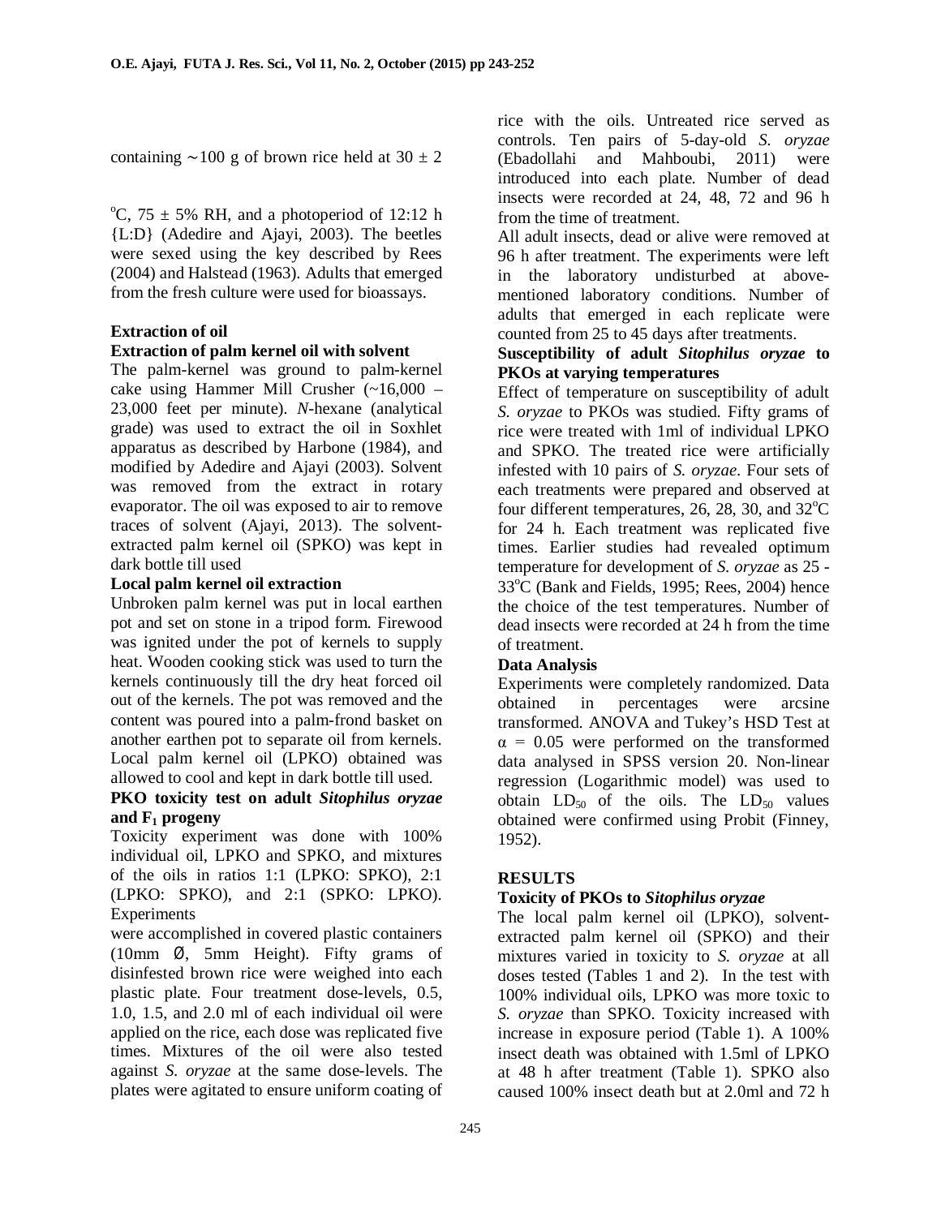containing ∼100 g of brown rice held at 30 ± 2 °C, 75 ± 5% RH, and a photoperiod of 12:12 h {L:D} (Adedire and Ajayi, 2003). The beetles were sexed using the key described by Rees (2004) and Halstead (1963). Adults that emerged from the fresh culture were used for bioassays.

**Extraction of oil**

**Extraction of palm kernel oil with solvent**

The palm-kernel was ground to palm-kernel cake using Hammer Mill Crusher (~16,000 – 23,000 feet per minute). *N*-hexane (analytical grade) was used to extract the oil in Soxhlet apparatus as described by Harbone (1984), and modified by Adedire and Ajayi (2003). Solvent was removed from the extract in rotary evaporator. The oil was exposed to air to remove traces of solvent (Ajayi, 2013). The solvent-extracted palm kernel oil (SPKO) was kept in dark bottle till used

**Local palm kernel oil extraction**

Unbroken palm kernel was put in local earthen pot and set on stone in a tripod form. Firewood was ignited under the pot of kernels to supply heat. Wooden cooking stick was used to turn the kernels continuously till the dry heat forced oil out of the kernels. The pot was removed and the content was poured into a palm-frond basket on another earthen pot to separate oil from kernels. Local palm kernel oil (LPKO) obtained was allowed to cool and kept in dark bottle till used.

**PKO toxicity test on adult *Sitophilus oryzae* and $F_1$ progeny**

Toxicity experiment was done with 100% individual oil, LPKO and SPKO, and mixtures of the oils in ratios 1:1 (LPKO: SPKO), 2:1 (LPKO: SPKO), and 2:1 (SPKO: LPKO). Experiments were accomplished in covered plastic containers (10mm Ø, 5mm Height). Fifty grams of disinfested brown rice were weighed into each plastic plate. Four treatment dose-levels, 0.5, 1.0, 1.5, and 2.0 ml of each individual oil were applied on the rice, each dose was replicated five times. Mixtures of the oil were also tested against *S. oryzae* at the same dose-levels. The plates were agitated to ensure uniform coating of rice with the oils. Untreated rice served as controls. Ten pairs of 5-day-old *S. oryzae* (Ebadollahi and Mahboubi, 2011) were introduced into each plate. Number of dead insects were recorded at 24, 48, 72 and 96 h from the time of treatment.

All adult insects, dead or alive were removed at 96 h after treatment. The experiments were left in the laboratory undisturbed at above-mentioned laboratory conditions. Number of adults that emerged in each replicate were counted from 25 to 45 days after treatments.

**Susceptibility of adult *Sitophilus oryzae* to PKOs at varying temperatures**

Effect of temperature on susceptibility of adult *S. oryzae* to PKOs was studied. Fifty grams of rice were treated with 1ml of individual LPKO and SPKO. The treated rice were artificially infested with 10 pairs of *S. oryzae*. Four sets of each treatments were prepared and observed at four different temperatures, 26, 28, 30, and 32°C for 24 h. Each treatment was replicated five times. Earlier studies had revealed optimum temperature for development of *S. oryzae* as 25 - 33°C (Bank and Fields, 1995; Rees, 2004) hence the choice of the test temperatures. Number of dead insects were recorded at 24 h from the time of treatment.

**Data Analysis**

Experiments were completely randomized. Data obtained in percentages were arcsine transformed. ANOVA and Tukey's HSD Test at $\alpha = 0.05$ were performed on the transformed data analysed in SPSS version 20. Non-linear regression (Logarithmic model) was used to obtain $LD_{50}$ of the oils. The $LD_{50}$ values obtained were confirmed using Probit (Finney, 1952).

## RESULTS

**Toxicity of PKOs to *Sitophilus oryzae***

The local palm kernel oil (LPKO), solvent-extracted palm kernel oil (SPKO) and their mixtures varied in toxicity to *S. oryzae* at all doses tested (Tables 1 and 2). In the test with 100% individual oils, LPKO was more toxic to *S. oryzae* than SPKO. Toxicity increased with increase in exposure period (Table 1). A 100% insect death was obtained with 1.5ml of LPKO at 48 h after treatment (Table 1). SPKO also caused 100% insect death but at 2.0ml and 72 h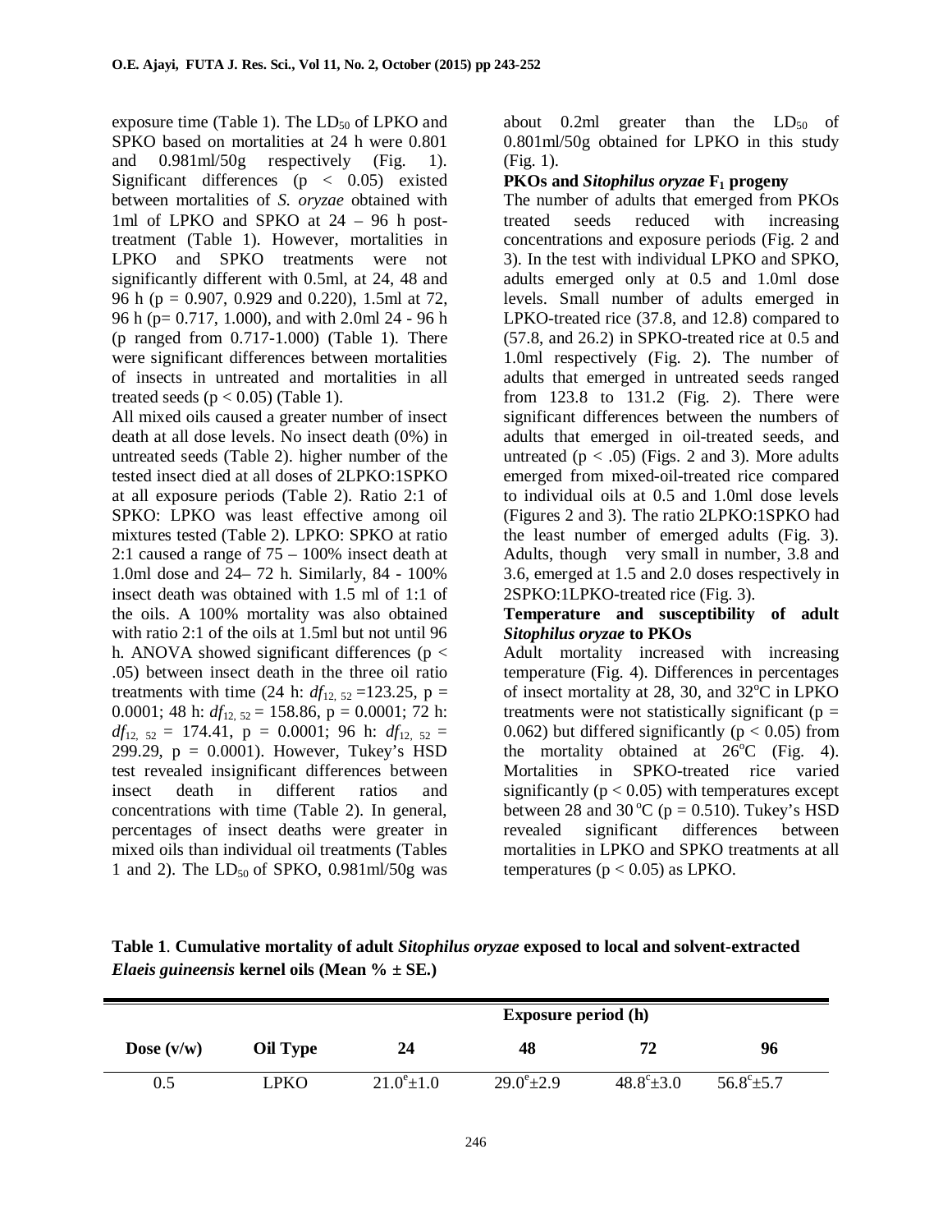exposure time (Table 1). The $LD_{50}$ of LPKO and SPKO based on mortalities at 24 h were 0.801 and 0.981ml/50g respectively (Fig. 1). Significant differences ($p < 0.05$) existed between mortalities of *S. oryzae* obtained with 1ml of LPKO and SPKO at 24 – 96 h post-treatment (Table 1). However, mortalities in LPKO and SPKO treatments were not significantly different with 0.5ml, at 24, 48 and 96 h ($p = 0.907$, 0.929 and 0.220), 1.5ml at 72, 96 h (p= 0.717, 1.000), and with 2.0ml 24 - 96 h (p ranged from 0.717-1.000) (Table 1). There were significant differences between mortalities of insects in untreated and mortalities in all treated seeds ($p < 0.05$) (Table 1).

All mixed oils caused a greater number of insect death at all dose levels. No insect death (0%) in untreated seeds (Table 2). higher number of the tested insect died at all doses of 2LPKO:1SPKO at all exposure periods (Table 2). Ratio 2:1 of SPKO: LPKO was least effective among oil mixtures tested (Table 2). LPKO: SPKO at ratio 2:1 caused a range of 75 – 100% insect death at 1.0ml dose and 24– 72 h. Similarly, 84 - 100% insect death was obtained with 1.5 ml of 1:1 of the oils. A 100% mortality was also obtained with ratio 2:1 of the oils at 1.5ml but not until 96 h. ANOVA showed significant differences ($p < .05$) between insect death in the three oil ratio treatments with time (24 h: $df_{12, 52} = 123.25$, $p = 0.0001$; 48 h: $df_{12, 52} = 158.86$, $p = 0.0001$; 72 h: $df_{12, 52} = 174.41$, $p = 0.0001$; 96 h: $df_{12, 52} = 299.29$, $p = 0.0001$). However, Tukey's HSD test revealed insignificant differences between insect death in different ratios and concentrations with time (Table 2). In general, percentages of insect deaths were greater in mixed oils than individual oil treatments (Tables 1 and 2). The $LD_{50}$ of SPKO, 0.981ml/50g was about 0.2ml greater than the $LD_{50}$ of 0.801ml/50g obtained for LPKO in this study (Fig. 1).

**PKOs and *Sitophilus oryzae* $F_1$ progeny**

The number of adults that emerged from PKOs treated seeds reduced with increasing concentrations and exposure periods (Fig. 2 and 3). In the test with individual LPKO and SPKO, adults emerged only at 0.5 and 1.0ml dose levels. Small number of adults emerged in LPKO-treated rice (37.8, and 12.8) compared to (57.8, and 26.2) in SPKO-treated rice at 0.5 and 1.0ml respectively (Fig. 2). The number of adults that emerged in untreated seeds ranged from 123.8 to 131.2 (Fig. 2). There were significant differences between the numbers of adults that emerged in oil-treated seeds, and untreated ($p < .05$) (Figs. 2 and 3). More adults emerged from mixed-oil-treated rice compared to individual oils at 0.5 and 1.0ml dose levels (Figures 2 and 3). The ratio 2LPKO:1SPKO had the least number of emerged adults (Fig. 3). Adults, though very small in number, 3.8 and 3.6, emerged at 1.5 and 2.0 doses respectively in 2SPKO:1LPKO-treated rice (Fig. 3).

**Temperature and susceptibility of adult *Sitophilus oryzae* to PKOs**

Adult mortality increased with increasing temperature (Fig. 4). Differences in percentages of insect mortality at 28, 30, and 32°C in LPKO treatments were not statistically significant ($p = 0.062$) but differed significantly ($p < 0.05$) from the mortality obtained at 26°C (Fig. 4). Mortalities in SPKO-treated rice varied significantly ($p < 0.05$) with temperatures except between 28 and 30 °C ($p = 0.510$). Tukey's HSD revealed significant differences between mortalities in LPKO and SPKO treatments at all temperatures ($p < 0.05$) as LPKO.

**Table 1**. **Cumulative mortality of adult *Sitophilus oryzae* exposed to local and solvent-extracted *Elaeis guineensis* kernel oils (Mean % ± SE.)**

| | | Exposure period (h) | | | |
|---|---|---|---|---|---|
| **Dose (v/w)** | **Oil Type** | **24** | **48** | **72** | **96** |
| 0.5 | LPKO | $21.0^{e}$±1.0 | $29.0^{e}$±2.9 | $48.8^{c}$±3.0 | $56.8^{c}$±5.7 |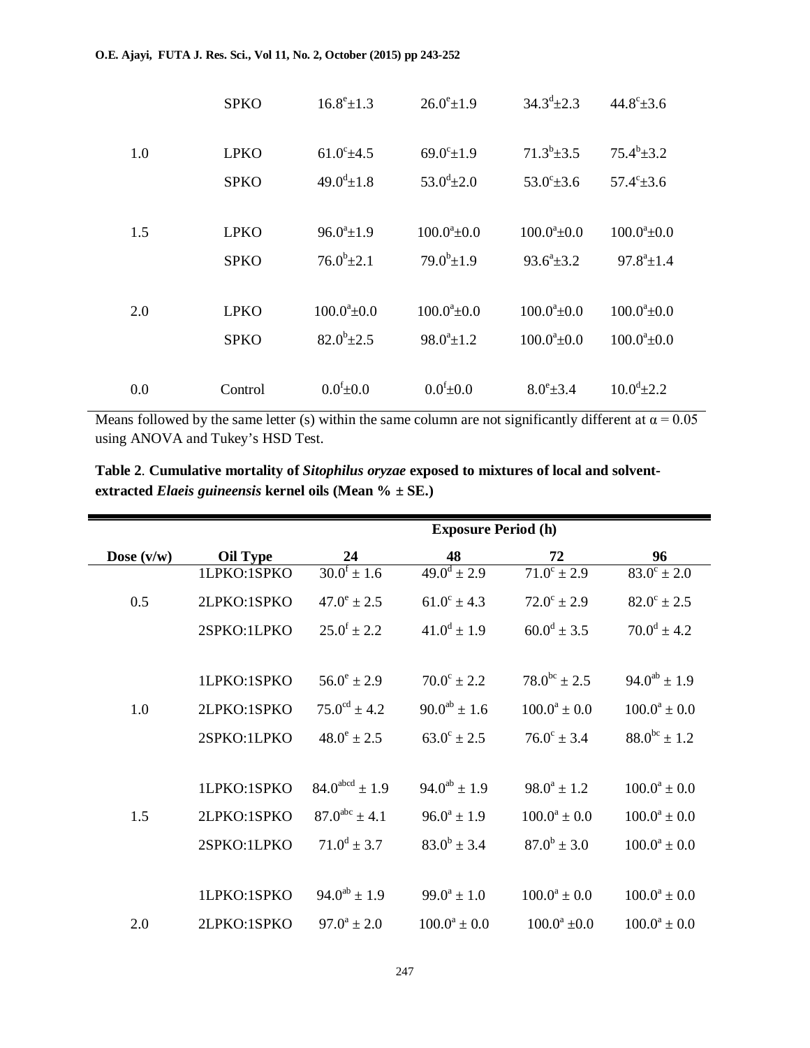| | | | | | |
|---|---|---|---|---|---|
| | SPKO | $16.8^{e}$±1.3 | $26.0^{e}$±1.9 | $34.3^{d}$±2.3 | $44.8^{c}$±3.6 |
| 1.0 | LPKO | $61.0^{c}$±4.5 | $69.0^{c}$±1.9 | $71.3^{b}$±3.5 | $75.4^{b}$±3.2 |
| | SPKO | $49.0^{d}$±1.8 | $53.0^{d}$±2.0 | $53.0^{c}$±3.6 | $57.4^{c}$±3.6 |
| 1.5 | LPKO | $96.0^{a}$±1.9 | $100.0^{a}$±0.0 | $100.0^{a}$±0.0 | $100.0^{a}$±0.0 |
| | SPKO | $76.0^{b}$±2.1 | $79.0^{b}$±1.9 | $93.6^{a}$±3.2 | $97.8^{a}$±1.4 |
| 2.0 | LPKO | $100.0^{a}$±0.0 | $100.0^{a}$±0.0 | $100.0^{a}$±0.0 | $100.0^{a}$±0.0 |
| | SPKO | $82.0^{b}$±2.5 | $98.0^{a}$±1.2 | $100.0^{a}$±0.0 | $100.0^{a}$±0.0 |
| 0.0 | Control | $0.0^{f}$±0.0 | $0.0^{f}$±0.0 | $8.0^{e}$±3.4 | $10.0^{d}$±2.2 |

Means followed by the same letter (s) within the same column are not significantly different at α = 0.05 using ANOVA and Tukey's HSD Test.

**Table 2. Cumulative mortality of *Sitophilus oryzae* exposed to mixtures of local and solvent-extracted *Elaeis guineensis* kernel oils (Mean % ± SE.)**

| | | Exposure Period (h) | | | |
|---|---|---|---|---|---|
| Dose (v/w) | Oil Type | 24 | 48 | 72 | 96 |
| 0.5 | 1LPKO:1SPKO | $30.0^{f}$ ± 1.6 | $49.0^{d}$ ± 2.9 | $71.0^{c}$ ± 2.9 | $83.0^{c}$ ± 2.0 |
| | 2LPKO:1SPKO | $47.0^{e}$ ± 2.5 | $61.0^{c}$ ± 4.3 | $72.0^{c}$ ± 2.9 | $82.0^{c}$ ± 2.5 |
| | 2SPKO:1LPKO | $25.0^{f}$ ± 2.2 | $41.0^{d}$ ± 1.9 | $60.0^{d}$ ± 3.5 | $70.0^{d}$ ± 4.2 |
| 1.0 | 1LPKO:1SPKO | $56.0^{e}$ ± 2.9 | $70.0^{c}$ ± 2.2 | $78.0^{bc}$ ± 2.5 | $94.0^{ab}$ ± 1.9 |
| | 2LPKO:1SPKO | $75.0^{cd}$ ± 4.2 | $90.0^{ab}$ ± 1.6 | $100.0^{a}$ ± 0.0 | $100.0^{a}$ ± 0.0 |
| | 2SPKO:1LPKO | $48.0^{e}$ ± 2.5 | $63.0^{c}$ ± 2.5 | $76.0^{c}$ ± 3.4 | $88.0^{bc}$ ± 1.2 |
| 1.5 | 1LPKO:1SPKO | $84.0^{abcd}$ ± 1.9 | $94.0^{ab}$ ± 1.9 | $98.0^{a}$ ± 1.2 | $100.0^{a}$ ± 0.0 |
| | 2LPKO:1SPKO | $87.0^{abc}$ ± 4.1 | $96.0^{a}$ ± 1.9 | $100.0^{a}$ ± 0.0 | $100.0^{a}$ ± 0.0 |
| | 2SPKO:1LPKO | $71.0^{d}$ ± 3.7 | $83.0^{b}$ ± 3.4 | $87.0^{b}$ ± 3.0 | $100.0^{a}$ ± 0.0 |
| 2.0 | 1LPKO:1SPKO | $94.0^{ab}$ ± 1.9 | $99.0^{a}$ ± 1.0 | $100.0^{a}$ ± 0.0 | $100.0^{a}$ ± 0.0 |
| | 2LPKO:1SPKO | $97.0^{a}$ ± 2.0 | $100.0^{a}$ ± 0.0 | $100.0^{a}$ ±0.0 | $100.0^{a}$ ± 0.0 |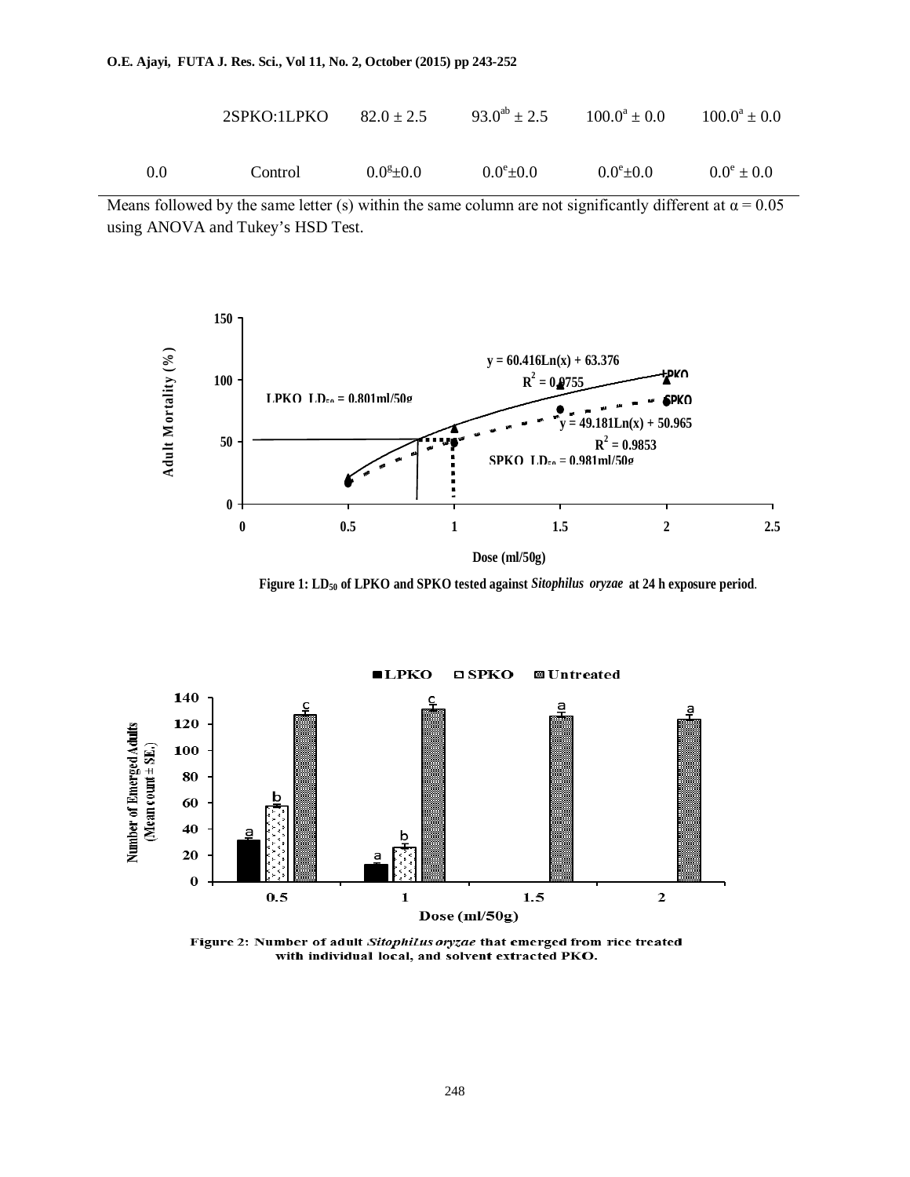| | | | | | |
|---|---|---|---|---|---|
| | 2SPKO:1LPKO | 82.0 ± 2.5 | $93.0^{ab}$ ± 2.5 | $100.0^{a}$ ± 0.0 | $100.0^{a}$ ± 0.0 |
| 0.0 | Control | $0.0^{g}$±0.0 | $0.0^{e}$±0.0 | $0.0^{e}$±0.0 | $0.0^{e}$ ± 0.0 |

Means followed by the same letter (s) within the same column are not significantly different at $\alpha = 0.05$ using ANOVA and Tukey's HSD Test.

Adult Mortality (%)

150
100
50
0

0 0.5 1 1.5 2 2.5

Dose (ml/50g)

y = 60.416Ln(x) + 63.376

$R^2$ = 0.9755

LPKO

LPKO $LD_{50}$ = 0.801ml/50g

SPKO

y = 49.181Ln(x) + 50.965

$R^2$ = 0.9853

SPKO $LD_{50}$ = 0.981ml/50g

**Figure 1: $LD_{50}$ of LPKO and SPKO tested against *Sitophilus oryzae* at 24 h exposure period**.

LPKO SPKO Untreated

Number of Emerged Adults (Mean count ± SE.)

140
120
100
80
60
40
20
0

a b c a b c a a

0.5 1 1.5 2

Dose (ml/50g)

**Figure 2: Number of adult *Sitophilus oryzae* that emerged from rice treated with individual local, and solvent extracted PKO.**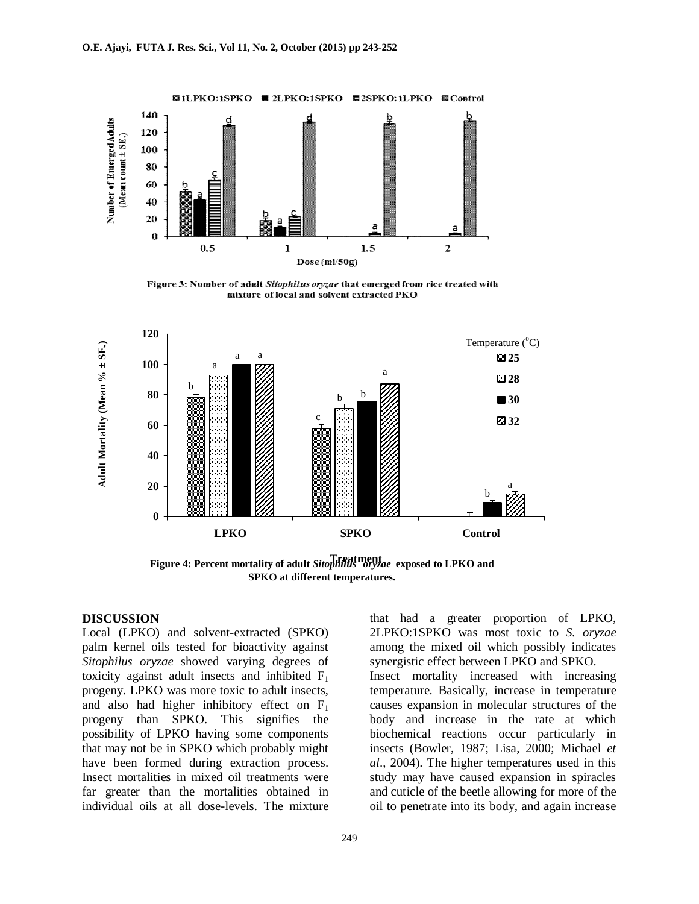■ 1LPKO:1SPKO ■ 2LPKO:1SPKO ■ 2SPKO:1LPKO ■ Control

Number of Emerged Adults (Mean count ± SE.)

140
120
100
80
60
40
20
0

b a c d
b a c d
a b
a b

0.5 1 1.5 2

Dose (ml/50g)

**Figure 3: Number of adult *Sitophilus oryzae* that emerged from rice treated with mixture of local and solvent extracted PKO**

Adult Mortality (Mean % ± SE.)

120
100
80
60
40
20
0

Temperature ($^{0}$C)
25
28
30
32

b a a a
c b b a
b a

LPKO SPKO Control

Treatment

**Figure 4: Percent mortality of adult *Sitophilus oryzae* exposed to LPKO and SPKO at different temperatures.**

## DISCUSSION

Local (LPKO) and solvent-extracted (SPKO) palm kernel oils tested for bioactivity against *Sitophilus oryzae* showed varying degrees of toxicity against adult insects and inhibited $F_1$ progeny. LPKO was more toxic to adult insects, and also had higher inhibitory effect on $F_1$ progeny than SPKO. This signifies the possibility of LPKO having some components that may not be in SPKO which probably might have been formed during extraction process. Insect mortalities in mixed oil treatments were far greater than the mortalities obtained in individual oils at all dose-levels. The mixture that had a greater proportion of LPKO, 2LPKO:1SPKO was most toxic to *S. oryzae* among the mixed oil which possibly indicates synergistic effect between LPKO and SPKO.

Insect mortality increased with increasing temperature. Basically, increase in temperature causes expansion in molecular structures of the body and increase in the rate at which biochemical reactions occur particularly in insects (Bowler, 1987; Lisa, 2000; Michael *et al*., 2004). The higher temperatures used in this study may have caused expansion in spiracles and cuticle of the beetle allowing for more of the oil to penetrate into its body, and again increase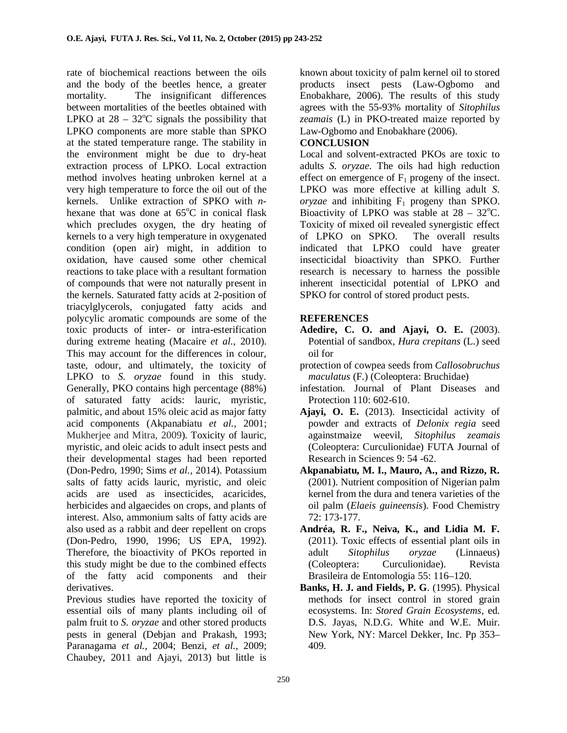rate of biochemical reactions between the oils and the body of the beetles hence, a greater mortality. The insignificant differences between mortalities of the beetles obtained with LPKO at 28 – 32°C signals the possibility that LPKO components are more stable than SPKO at the stated temperature range. The stability in the environment might be due to dry-heat extraction process of LPKO. Local extraction method involves heating unbroken kernel at a very high temperature to force the oil out of the kernels. Unlike extraction of SPKO with *n*-hexane that was done at 65°C in conical flask which precludes oxygen, the dry heating of kernels to a very high temperature in oxygenated condition (open air) might, in addition to oxidation, have caused some other chemical reactions to take place with a resultant formation of compounds that were not naturally present in the kernels. Saturated fatty acids at 2-position of triacylglycerols, conjugated fatty acids and polycylic aromatic compounds are some of the toxic products of inter- or intra-esterification during extreme heating (Macaire *et al.,* 2010). This may account for the differences in colour, taste, odour, and ultimately, the toxicity of LPKO to *S. oryzae* found in this study. Generally, PKO contains high percentage (88%) of saturated fatty acids: lauric, myristic, palmitic, and about 15% oleic acid as major fatty acid components (Akpanabiatu *et al.,* 2001; Mukherjee and Mitra, 2009). Toxicity of lauric, myristic, and oleic acids to adult insect pests and their developmental stages had been reported (Don-Pedro, 1990; Sims *et al.,* 2014). Potassium salts of fatty acids lauric, myristic, and oleic acids are used as insecticides, acaricides, herbicides and algaecides on crops, and plants of interest. Also, ammonium salts of fatty acids are also used as a rabbit and deer repellent on crops (Don-Pedro, 1990, 1996; US EPA, 1992). Therefore, the bioactivity of PKOs reported in this study might be due to the combined effects of the fatty acid components and their derivatives.

Previous studies have reported the toxicity of essential oils of many plants including oil of palm fruit to *S. oryzae* and other stored products pests in general (Debjan and Prakash, 1993; Paranagama *et al.*, 2004; Benzi, *et al.*, 2009; Chaubey, 2011 and Ajayi, 2013) but little is known about toxicity of palm kernel oil to stored products insect pests (Law-Ogbomo and Enobakhare, 2006). The results of this study agrees with the 55-93% mortality of *Sitophilus zeamais* (L) in PKO-treated maize reported by Law-Ogbomo and Enobakhare (2006).

## CONCLUSION

Local and solvent-extracted PKOs are toxic to adults *S. oryzae*. The oils had high reduction effect on emergence of $F_1$ progeny of the insect. LPKO was more effective at killing adult *S. oryzae* and inhibiting $F_1$ progeny than SPKO. Bioactivity of LPKO was stable at 28 – 32°C. Toxicity of mixed oil revealed synergistic effect of LPKO on SPKO. The overall results indicated that LPKO could have greater insecticidal bioactivity than SPKO. Further research is necessary to harness the possible inherent insecticidal potential of LPKO and SPKO for control of stored product pests.

## REFERENCES

**Adedire, C. O. and Ajayi, O. E.** (2003). Potential of sandbox, *Hura crepitans* (L.) seed oil for protection of cowpea seeds from *Callosobruchus maculatus* (F.) (Coleoptera: Bruchidae) infestation. Journal of Plant Diseases and Protection 110: 602-610.

**Ajayi, O. E.** (2013). Insecticidal activity of powder and extracts of *Delonix regia* seed againstmaize weevil, *Sitophilus zeamais* (Coleoptera: Curculionidae) FUTA Journal of Research in Sciences 9: 54 -62.

**Akpanabiatu, M. I., Mauro, A., and Rizzo, R.** (2001). Nutrient composition of Nigerian palm kernel from the dura and tenera varieties of the oil palm (*Elaeis guineensis*). Food Chemistry 72: 173-177.

**Andréa, R. F., Neiva, K., and Lidia M. F.** (2011). Toxic effects of essential plant oils in adult *Sitophilus oryzae* (Linnaeus) (Coleoptera: Curculionidae). Revista Brasileira de Entomologia 55: 116–120.

**Banks, H. J. and Fields, P. G**. (1995). Physical methods for insect control in stored grain ecosystems. In: *Stored Grain Ecosystems*, ed. D.S. Jayas, N.D.G. White and W.E. Muir. New York, NY: Marcel Dekker, Inc. Pp 353–409.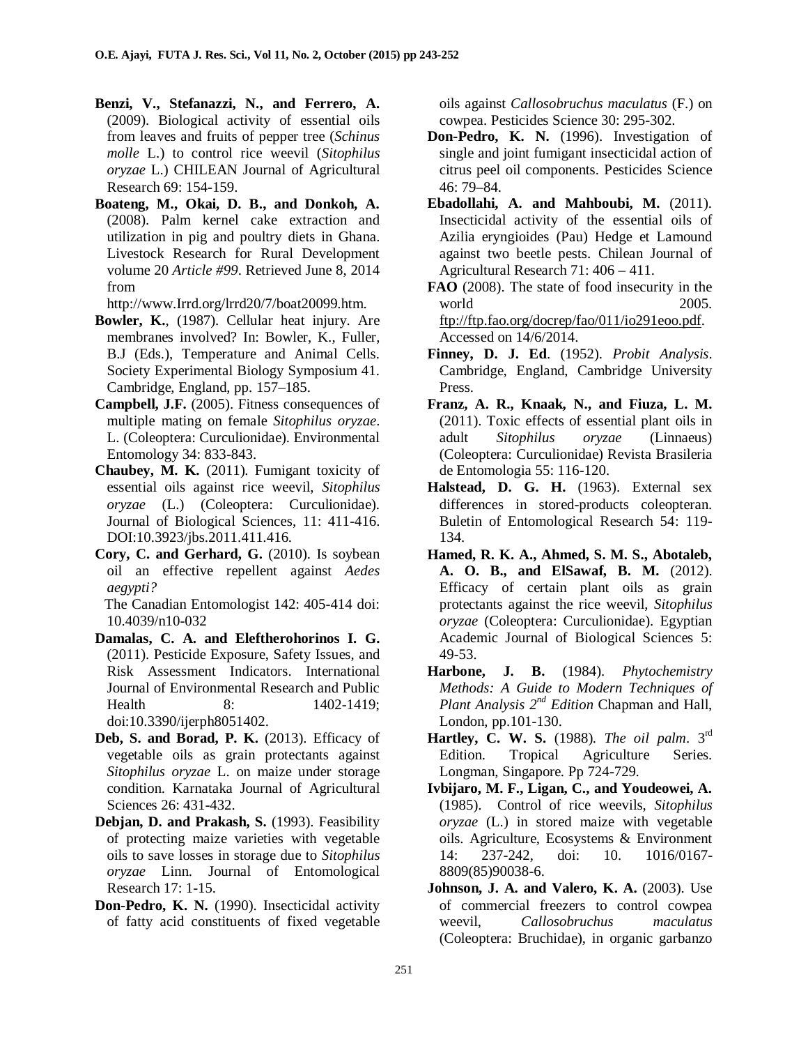**Benzi, V., Stefanazzi, N., and Ferrero, A.** (2009). Biological activity of essential oils from leaves and fruits of pepper tree (*Schinus molle* L.) to control rice weevil (*Sitophilus oryzae* L.) CHILEAN Journal of Agricultural Research 69: 154-159.

**Boateng, M., Okai, D. B., and Donkoh, A.** (2008). Palm kernel cake extraction and utilization in pig and poultry diets in Ghana. Livestock Research for Rural Development volume 20 *Article #99*. Retrieved June 8, 2014 from http://www.Irrd.org/lrrd20/7/boat20099.htm.

**Bowler, K.**, (1987). Cellular heat injury. Are membranes involved? In: Bowler, K., Fuller, B.J (Eds.), Temperature and Animal Cells. Society Experimental Biology Symposium 41. Cambridge, England, pp. 157–185.

**Campbell, J.F.** (2005). Fitness consequences of multiple mating on female *Sitophilus oryzae*. L. (Coleoptera: Curculionidae). Environmental Entomology 34: 833-843.

**Chaubey, M. K.** (2011). Fumigant toxicity of essential oils against rice weevil, *Sitophilus oryzae* (L.) (Coleoptera: Curculionidae). Journal of Biological Sciences, 11: 411-416. DOI:10.3923/jbs.2011.411.416.

**Cory, C. and Gerhard, G.** (2010). Is soybean oil an effective repellent against *Aedes aegypti?* The Canadian Entomologist 142: 405-414 doi: 10.4039/n10-032

**Damalas, C. A. and Eleftherohorinos I. G.** (2011). Pesticide Exposure, Safety Issues, and Risk Assessment Indicators. International Journal of Environmental Research and Public Health 8: 1402-1419; doi:10.3390/ijerph8051402.

**Deb, S. and Borad, P. K.** (2013). Efficacy of vegetable oils as grain protectants against *Sitophilus oryzae* L. on maize under storage condition. Karnataka Journal of Agricultural Sciences 26: 431-432.

**Debjan, D. and Prakash, S.** (1993). Feasibility of protecting maize varieties with vegetable oils to save losses in storage due to *Sitophilus oryzae* Linn. Journal of Entomological Research 17: 1-15.

**Don-Pedro, K. N.** (1990). Insecticidal activity of fatty acid constituents of fixed vegetable oils against *Callosobruchus maculatus* (F.) on cowpea. Pesticides Science 30: 295-302.

**Don-Pedro, K. N.** (1996). Investigation of single and joint fumigant insecticidal action of citrus peel oil components. Pesticides Science 46: 79–84.

**Ebadollahi, A. and Mahboubi, M.** (2011). Insecticidal activity of the essential oils of Azilia eryngioides (Pau) Hedge et Lamound against two beetle pests. Chilean Journal of Agricultural Research 71: 406 – 411.

**FAO** (2008). The state of food insecurity in the world 2005. ftp://ftp.fao.org/docrep/fao/011/io291eoo.pdf. Accessed on 14/6/2014.

**Finney, D. J. Ed**. (1952). *Probit Analysis*. Cambridge, England, Cambridge University Press.

**Franz, A. R., Knaak, N., and Fiuza, L. M.** (2011). Toxic effects of essential plant oils in adult *Sitophilus oryzae* (Linnaeus) (Coleoptera: Curculionidae) Revista Brasileria de Entomologia 55: 116-120.

**Halstead, D. G. H.** (1963). External sex differences in stored-products coleopteran. Buletin of Entomological Research 54: 119-134.

**Hamed, R. K. A., Ahmed, S. M. S., Abotaleb, A. O. B., and ElSawaf, B. M.** (2012). Efficacy of certain plant oils as grain protectants against the rice weevil, *Sitophilus oryzae* (Coleoptera: Curculionidae). Egyptian Academic Journal of Biological Sciences 5: 49-53.

**Harbone, J. B.** (1984). *Phytochemistry Methods: A Guide to Modern Techniques of Plant Analysis 2nd Edition* Chapman and Hall, London, pp.101-130.

**Hartley, C. W. S.** (1988). *The oil palm*. 3rd Edition. Tropical Agriculture Series. Longman, Singapore. Pp 724-729.

**Ivbijaro, M. F., Ligan, C., and Youdeowei, A.** (1985). Control of rice weevils, *Sitophilus oryzae* (L.) in stored maize with vegetable oils. Agriculture, Ecosystems & Environment 14: 237-242, doi: 10. 1016/0167-8809(85)90038-6.

**Johnson, J. A. and Valero, K. A.** (2003). Use of commercial freezers to control cowpea weevil, *Callosobruchus maculatus* (Coleoptera: Bruchidae), in organic garbanzo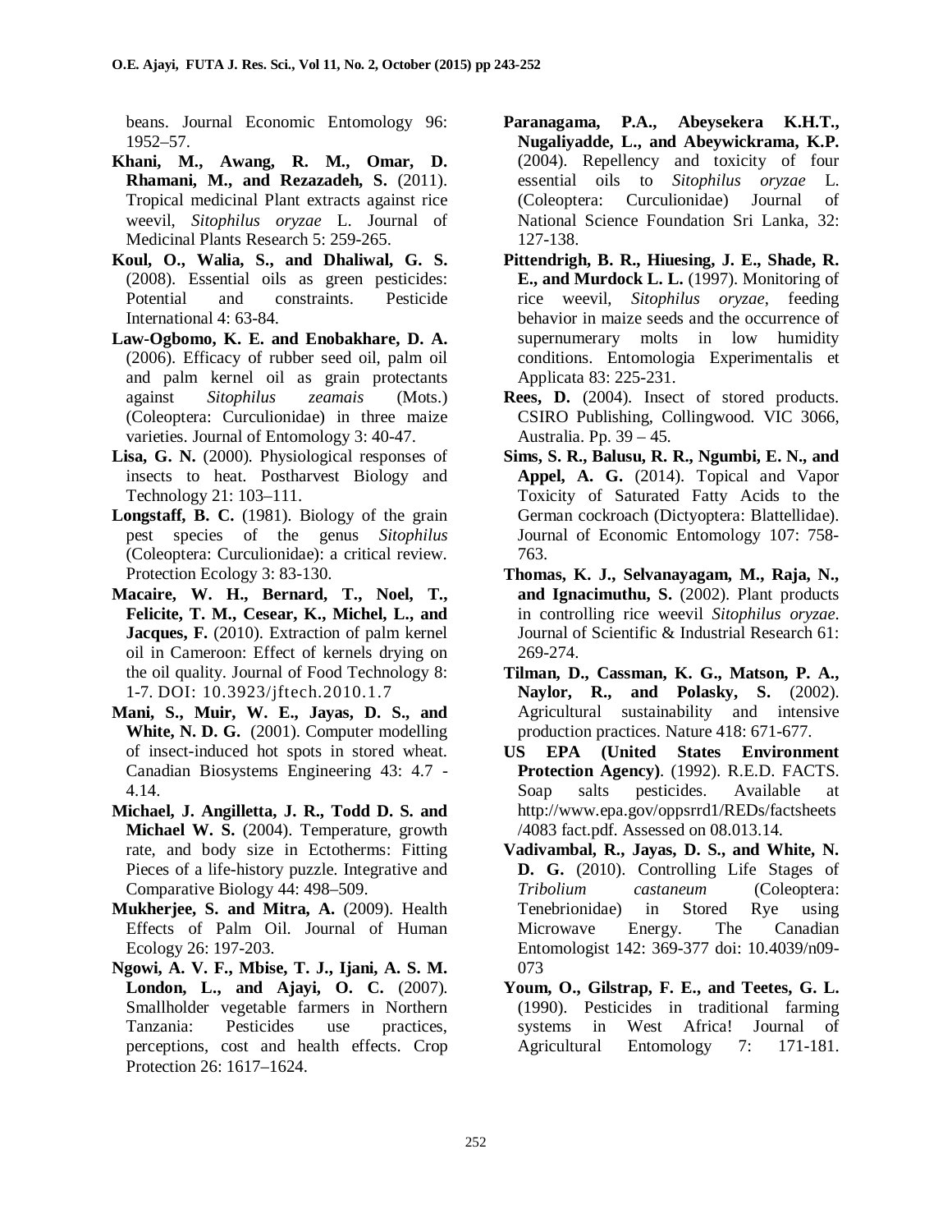beans. Journal Economic Entomology 96: 1952–57.

**Khani, M., Awang, R. M., Omar, D. Rhamani, M., and Rezazadeh, S.** (2011). Tropical medicinal Plant extracts against rice weevil, *Sitophilus oryzae* L. Journal of Medicinal Plants Research 5: 259-265.

**Koul, O., Walia, S., and Dhaliwal, G. S.** (2008). Essential oils as green pesticides: Potential and constraints. Pesticide International 4: 63-84.

**Law-Ogbomo, K. E. and Enobakhare, D. A.** (2006). Efficacy of rubber seed oil, palm oil and palm kernel oil as grain protectants against *Sitophilus zeamais* (Mots.) (Coleoptera: Curculionidae) in three maize varieties. Journal of Entomology 3: 40-47.

**Lisa, G. N.** (2000). Physiological responses of insects to heat. Postharvest Biology and Technology 21: 103–111.

**Longstaff, B. C.** (1981). Biology of the grain pest species of the genus *Sitophilus* (Coleoptera: Curculionidae): a critical review. Protection Ecology 3: 83-130.

**Macaire, W. H., Bernard, T., Noel, T., Felicite, T. M., Cesear, K., Michel, L., and Jacques, F.** (2010). Extraction of palm kernel oil in Cameroon: Effect of kernels drying on the oil quality. Journal of Food Technology 8: 1-7. DOI: 10.3923/jftech.2010.1.7

**Mani, S., Muir, W. E., Jayas, D. S., and White, N. D. G.** (2001). Computer modelling of insect-induced hot spots in stored wheat. Canadian Biosystems Engineering 43: 4.7 - 4.14.

**Michael, J. Angilletta, J. R., Todd D. S. and Michael W. S.** (2004). Temperature, growth rate, and body size in Ectotherms: Fitting Pieces of a life-history puzzle. Integrative and Comparative Biology 44: 498–509.

**Mukherjee, S. and Mitra, A.** (2009). Health Effects of Palm Oil. Journal of Human Ecology 26: 197-203.

**Ngowi, A. V. F., Mbise, T. J., Ijani, A. S. M. London, L., and Ajayi, O. C.** (2007). Smallholder vegetable farmers in Northern Tanzania: Pesticides use practices, perceptions, cost and health effects. Crop Protection 26: 1617–1624.

**Paranagama, P.A., Abeysekera K.H.T., Nugaliyadde, L., and Abeywickrama, K.P.** (2004). Repellency and toxicity of four essential oils to *Sitophilus oryzae* L. (Coleoptera: Curculionidae) Journal of National Science Foundation Sri Lanka, 32: 127-138.

**Pittendrigh, B. R., Hiuesing, J. E., Shade, R. E., and Murdock L. L.** (1997). Monitoring of rice weevil, *Sitophilus oryzae*, feeding behavior in maize seeds and the occurrence of supernumerary molts in low humidity conditions. Entomologia Experimentalis et Applicata 83: 225-231.

**Rees, D.** (2004). Insect of stored products. CSIRO Publishing, Collingwood. VIC 3066, Australia. Pp. 39 – 45.

**Sims, S. R., Balusu, R. R., Ngumbi, E. N., and Appel, A. G.** (2014). Topical and Vapor Toxicity of Saturated Fatty Acids to the German cockroach (Dictyoptera: Blattellidae). Journal of Economic Entomology 107: 758-763.

**Thomas, K. J., Selvanayagam, M., Raja, N., and Ignacimuthu, S.** (2002). Plant products in controlling rice weevil *Sitophilus oryzae*. Journal of Scientific & Industrial Research 61: 269-274.

**Tilman, D., Cassman, K. G., Matson, P. A., Naylor, R., and Polasky, S.** (2002). Agricultural sustainability and intensive production practices. Nature 418: 671-677.

**US EPA (United States Environment Protection Agency)**. (1992). R.E.D. FACTS. Soap salts pesticides. Available at http://www.epa.gov/oppsrrd1/REDs/factsheets/4083 fact.pdf. Assessed on 08.013.14.

**Vadivambal, R., Jayas, D. S., and White, N. D. G.** (2010). Controlling Life Stages of *Tribolium castaneum* (Coleoptera: Tenebrionidae) in Stored Rye using Microwave Energy. The Canadian Entomologist 142: 369-377 doi: 10.4039/n09-073

**Youm, O., Gilstrap, F. E., and Teetes, G. L.** (1990). Pesticides in traditional farming systems in West Africa! Journal of Agricultural Entomology 7: 171-181.